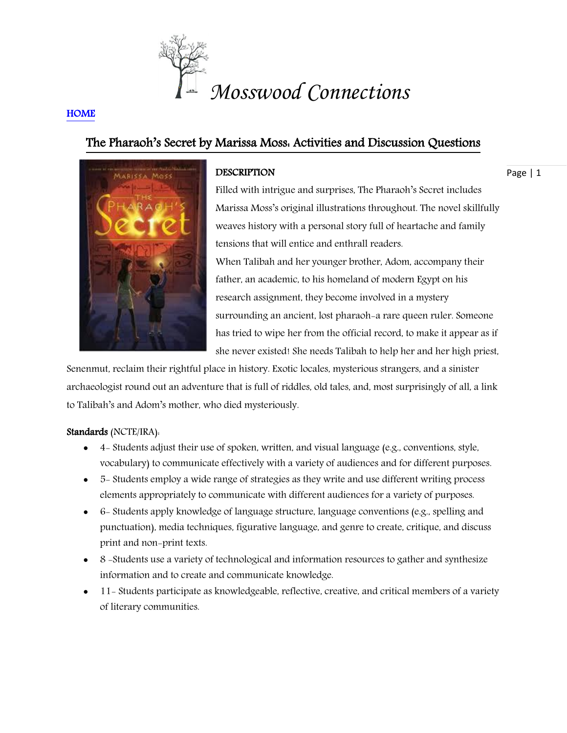Mosswood Connections

HOME

## The Pharaoh's Secret by Marissa Moss: Activities and Discussion Questions

**DESCRIPTION**

Filled with intrigue and surprises, The Pharaoh's Secret includes Marissa Moss's original illustrations throughout. The novel skillfully weaves history with a personal story full of heartache and family tensions that will entice and enthrall readers.

When Talibah and her younger brother, Adom, accompany their father, an academic, to his homeland of modern Egypt on his research assignment, they become involved in a mystery surrounding an ancient, lost pharaoh-a rare queen ruler. Someone has tried to wipe her from the official record, to make it appear as if she never existed! She needs Talibah to help her and her high priest, Senenmut, reclaim their rightful place in history. Exotic locales, mysterious strangers, and a sinister archaeologist round out an adventure that is full of riddles, old tales, and, most surprisingly of all, a link to Talibah's and Adom's mother, who died mysteriously.

**Standards** (NCTE/IRA):

- 4- Students adjust their use of spoken, written, and visual language (e.g., conventions, style, vocabulary) to communicate effectively with a variety of audiences and for different purposes.
- 5- Students employ a wide range of strategies as they write and use different writing process elements appropriately to communicate with different audiences for a variety of purposes.
- 6- Students apply knowledge of language structure, language conventions (e.g., spelling and punctuation), media techniques, figurative language, and genre to create, critique, and discuss print and non-print texts.
- 8 -Students use a variety of technological and information resources to gather and synthesize information and to create and communicate knowledge.
- 11- Students participate as knowledgeable, reflective, creative, and critical members of a variety of literary communities.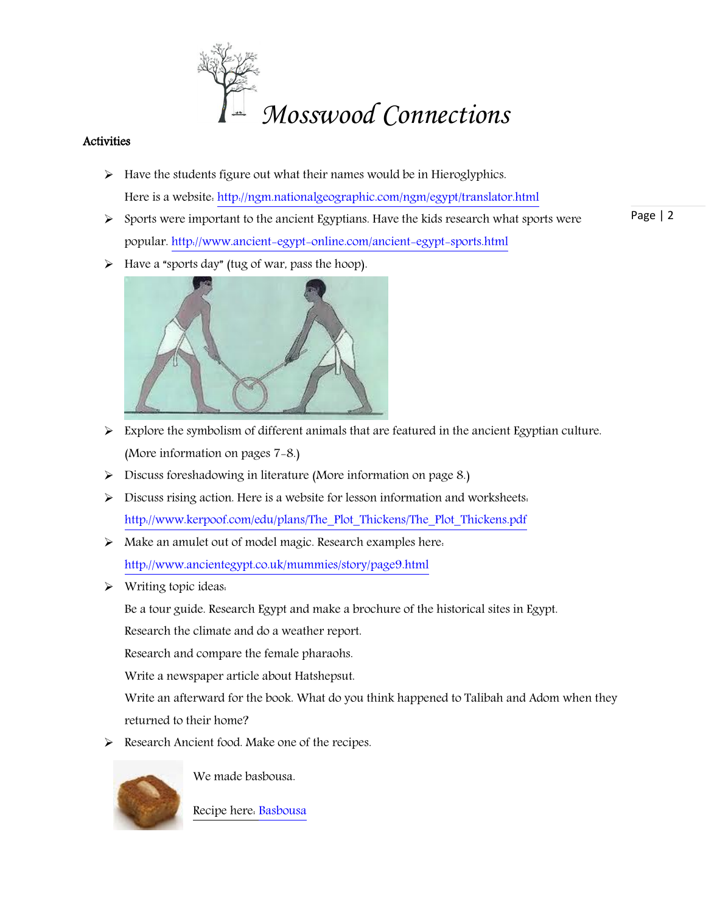# Mosswood Connections

**Activities**

- Have the students figure out what their names would be in Hieroglyphics.
  Here is a website: http://ngm.nationalgeographic.com/ngm/egypt/translator.html
- Sports were important to the ancient Egyptians. Have the kids research what sports were popular. http://www.ancient-egypt-online.com/ancient-egypt-sports.html
- Have a "sports day" (tug of war, pass the hoop).
- Explore the symbolism of different animals that are featured in the ancient Egyptian culture. (More information on pages 7-8.)
- Discuss foreshadowing in literature (More information on page 8.)
- Discuss rising action. Here is a website for lesson information and worksheets: http://www.kerpoof.com/edu/plans/The_Plot_Thickens/The_Plot_Thickens.pdf
- Make an amulet out of model magic. Research examples here: http://www.ancientegypt.co.uk/mummies/story/page9.html
- Writing topic ideas:
  Be a tour guide. Research Egypt and make a brochure of the historical sites in Egypt.
  Research the climate and do a weather report.
  Research and compare the female pharaohs.
  Write a newspaper article about Hatshepsut.
  Write an afterward for the book. What do you think happened to Talibah and Adom when they returned to their home?
- Research Ancient food. Make one of the recipes.

We made basbousa.

Recipe here: Basbousa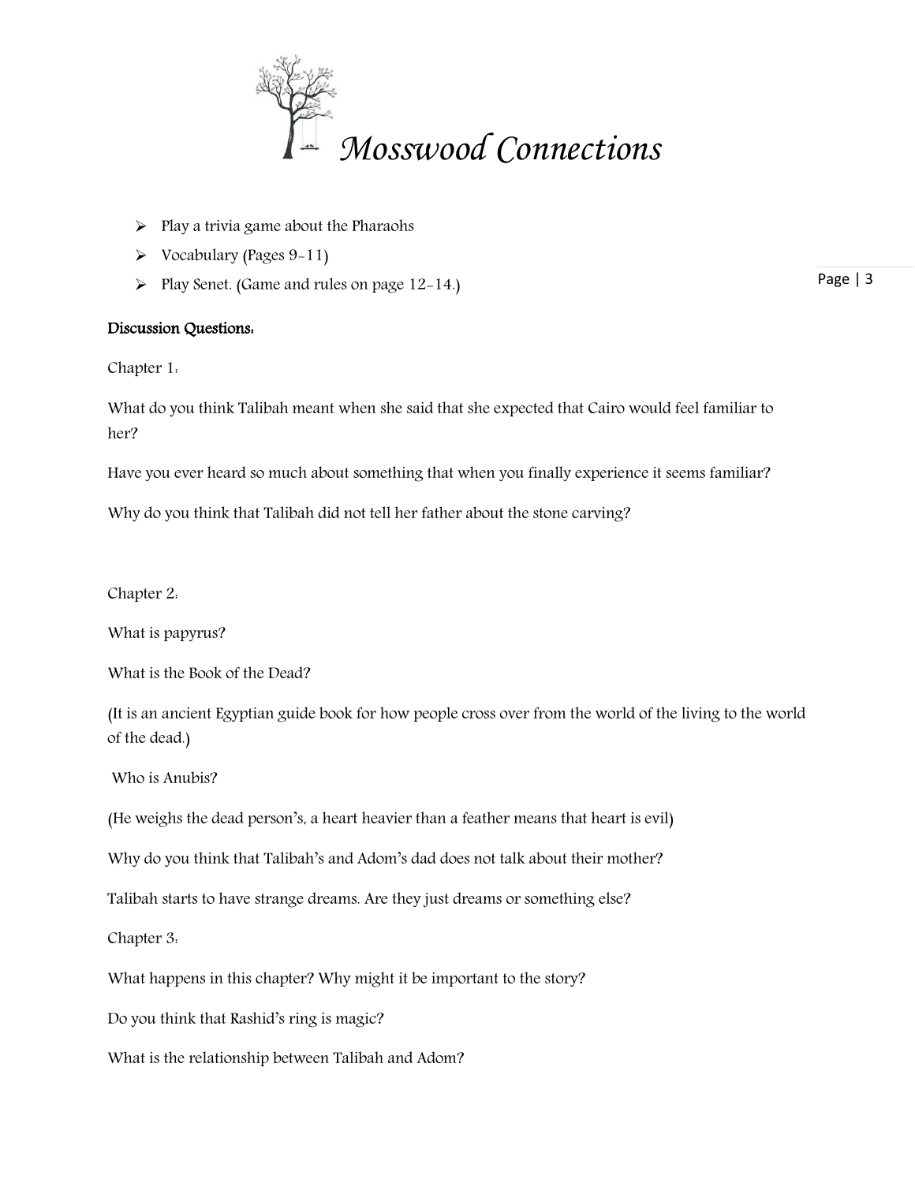- Play a trivia game about the Pharaohs
- Vocabulary (Pages 9-11)
- Play Senet. (Game and rules on page 12-14.)

**Discussion Questions:**

Chapter 1:

What do you think Talibah meant when she said that she expected that Cairo would feel familiar to her?

Have you ever heard so much about something that when you finally experience it seems familiar?

Why do you think that Talibah did not tell her father about the stone carving?

Chapter 2:

What is papyrus?

What is the Book of the Dead?

(It is an ancient Egyptian guide book for how people cross over from the world of the living to the world of the dead.)

Who is Anubis?

(He weighs the dead person's, a heart heavier than a feather means that heart is evil)

Why do you think that Talibah's and Adom's dad does not talk about their mother?

Talibah starts to have strange dreams. Are they just dreams or something else?

Chapter 3:

What happens in this chapter? Why might it be important to the story?

Do you think that Rashid's ring is magic?

What is the relationship between Talibah and Adom?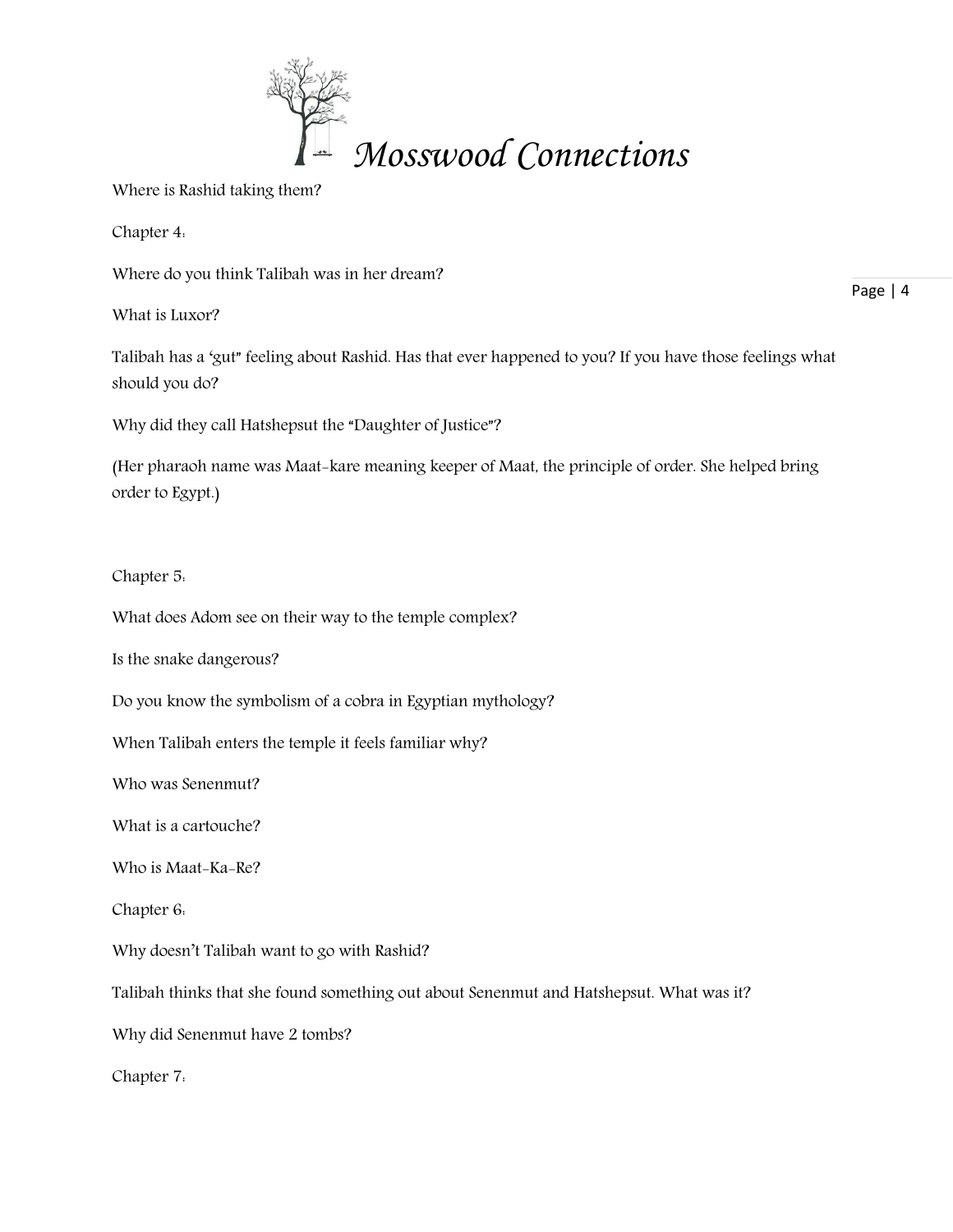Where is Rashid taking them?

Chapter 4:

Where do you think Talibah was in her dream?

What is Luxor?

Talibah has a 'gut" feeling about Rashid. Has that ever happened to you? If you have those feelings what should you do?

Why did they call Hatshepsut the "Daughter of Justice"?

(Her pharaoh name was Maat-kare meaning keeper of Maat, the principle of order. She helped bring order to Egypt.)

Chapter 5:

What does Adom see on their way to the temple complex?

Is the snake dangerous?

Do you know the symbolism of a cobra in Egyptian mythology?

When Talibah enters the temple it feels familiar why?

Who was Senenmut?

What is a cartouche?

Who is Maat-Ka-Re?

Chapter 6:

Why doesn't Talibah want to go with Rashid?

Talibah thinks that she found something out about Senenmut and Hatshepsut. What was it?

Why did Senenmut have 2 tombs?

Chapter 7: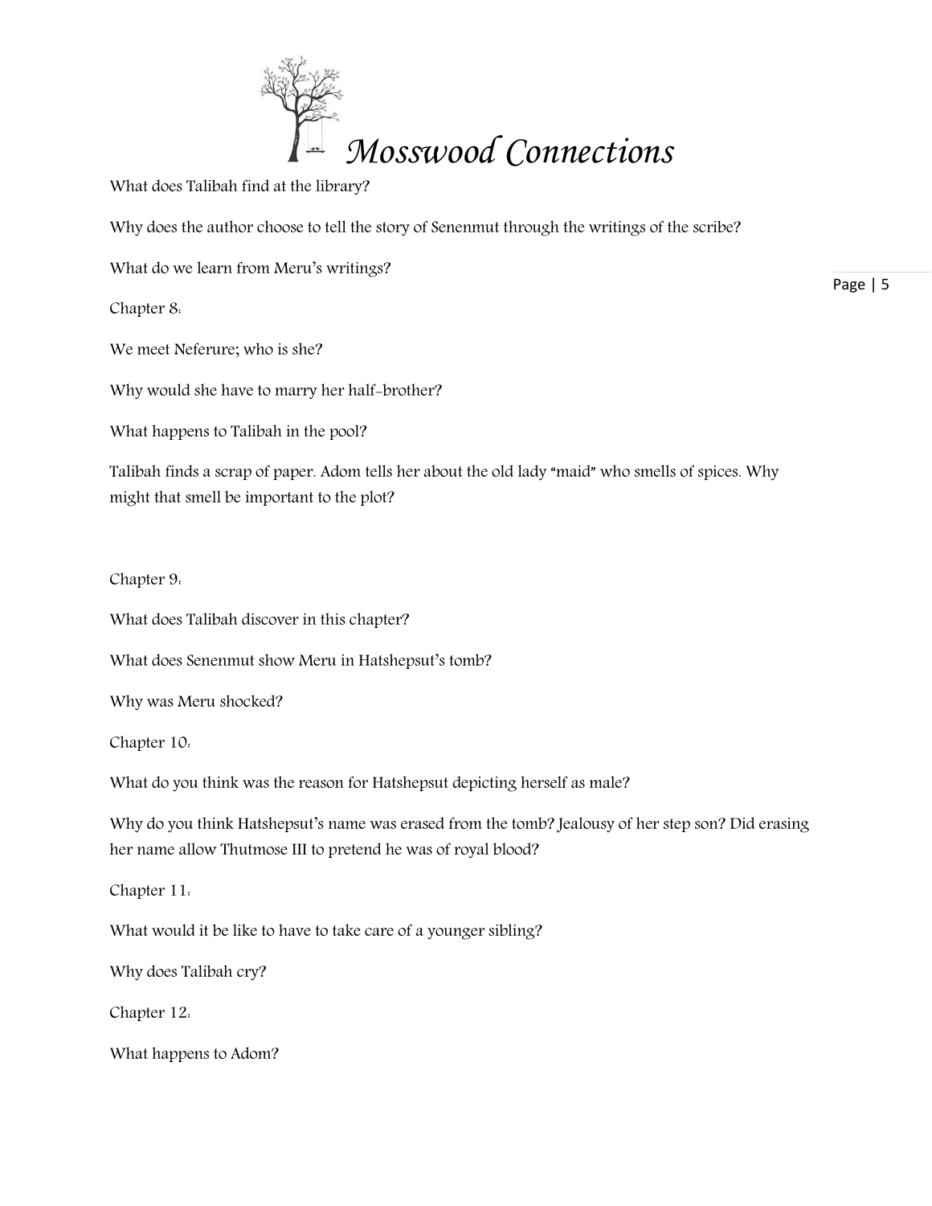What does Talibah find at the library?

Why does the author choose to tell the story of Senenmut through the writings of the scribe?

What do we learn from Meru's writings?

Chapter 8:

We meet Neferure; who is she?

Why would she have to marry her half-brother?

What happens to Talibah in the pool?

Talibah finds a scrap of paper. Adom tells her about the old lady "maid" who smells of spices. Why might that smell be important to the plot?

Chapter 9:

What does Talibah discover in this chapter?

What does Senenmut show Meru in Hatshepsut's tomb?

Why was Meru shocked?

Chapter 10:

What do you think was the reason for Hatshepsut depicting herself as male?

Why do you think Hatshepsut's name was erased from the tomb? Jealousy of her step son? Did erasing her name allow Thutmose III to pretend he was of royal blood?

Chapter 11:

What would it be like to have to take care of a younger sibling?

Why does Talibah cry?

Chapter 12:

What happens to Adom?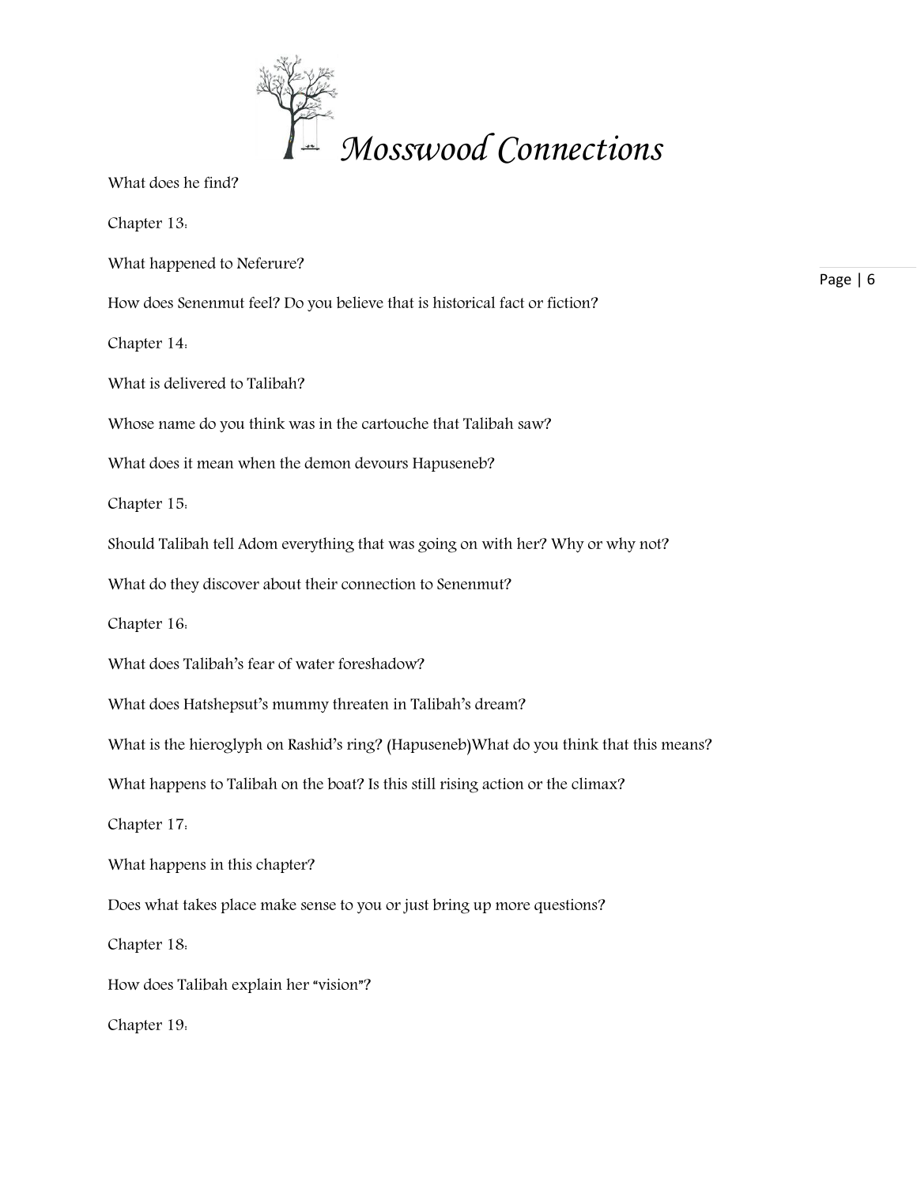What does he find?

Chapter 13:

What happened to Neferure?

How does Senenmut feel? Do you believe that is historical fact or fiction?

Chapter 14:

What is delivered to Talibah?

Whose name do you think was in the cartouche that Talibah saw?

What does it mean when the demon devours Hapuseneb?

Chapter 15:

Should Talibah tell Adom everything that was going on with her? Why or why not?

What do they discover about their connection to Senenmut?

Chapter 16:

What does Talibah's fear of water foreshadow?

What does Hatshepsut's mummy threaten in Talibah's dream?

What is the hieroglyph on Rashid's ring? (Hapuseneb)What do you think that this means?

What happens to Talibah on the boat? Is this still rising action or the climax?

Chapter 17:

What happens in this chapter?

Does what takes place make sense to you or just bring up more questions?

Chapter 18:

How does Talibah explain her "vision"?

Chapter 19: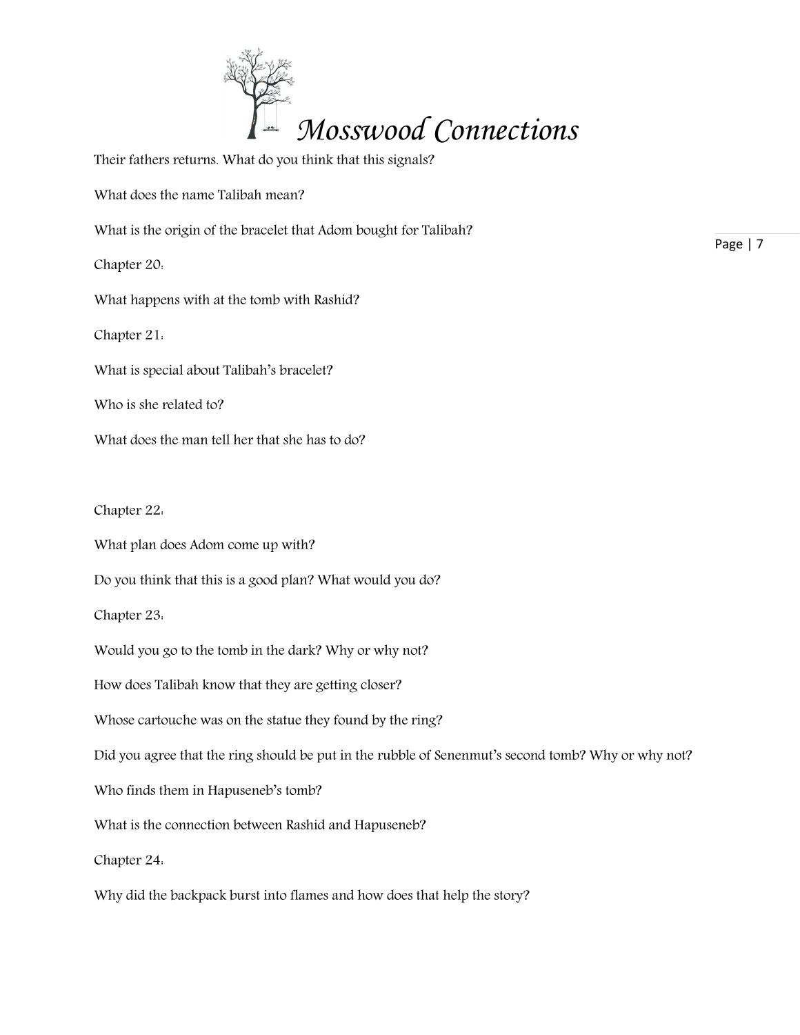Their fathers returns. What do you think that this signals?

What does the name Talibah mean?

What is the origin of the bracelet that Adom bought for Talibah?

Chapter 20:

What happens with at the tomb with Rashid?

Chapter 21:

What is special about Talibah's bracelet?

Who is she related to?

What does the man tell her that she has to do?

Chapter 22:

What plan does Adom come up with?

Do you think that this is a good plan? What would you do?

Chapter 23:

Would you go to the tomb in the dark? Why or why not?

How does Talibah know that they are getting closer?

Whose cartouche was on the statue they found by the ring?

Did you agree that the ring should be put in the rubble of Senenmut's second tomb? Why or why not?

Who finds them in Hapuseneb's tomb?

What is the connection between Rashid and Hapuseneb?

Chapter 24:

Why did the backpack burst into flames and how does that help the story?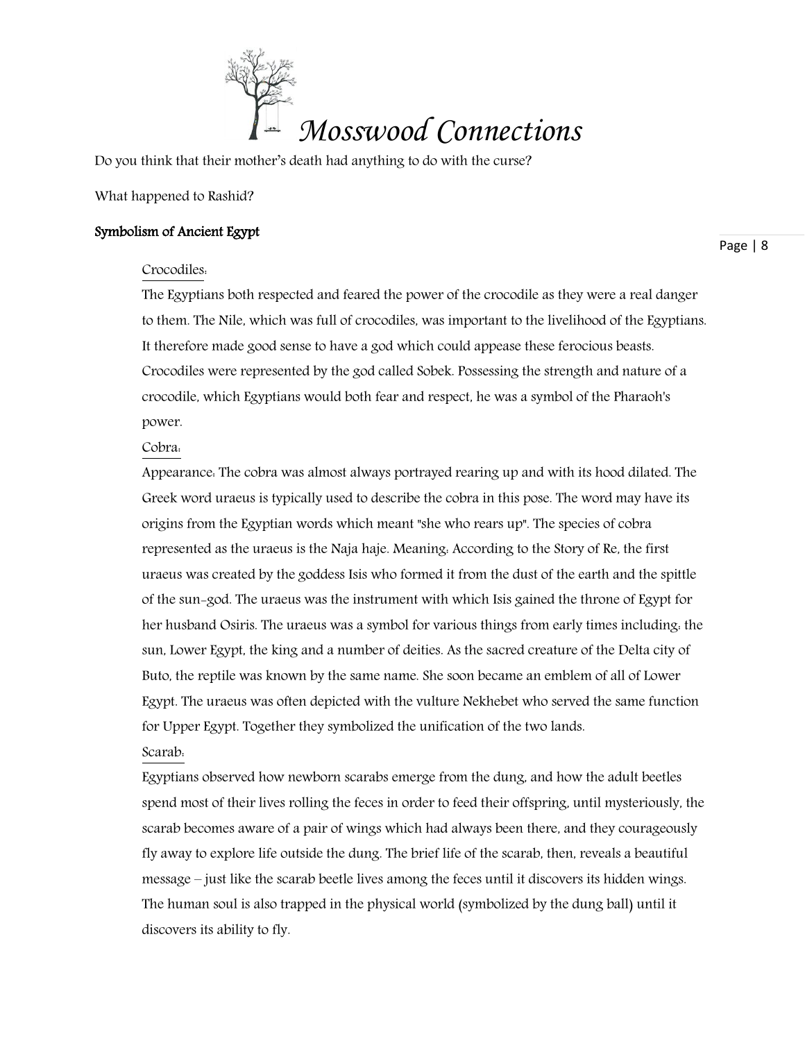Do you think that their mother's death had anything to do with the curse?

What happened to Rashid?

## Symbolism of Ancient Egypt

### Crocodiles:

The Egyptians both respected and feared the power of the crocodile as they were a real danger to them. The Nile, which was full of crocodiles, was important to the livelihood of the Egyptians. It therefore made good sense to have a god which could appease these ferocious beasts. Crocodiles were represented by the god called Sobek. Possessing the strength and nature of a crocodile, which Egyptians would both fear and respect, he was a symbol of the Pharaoh's power.

### Cobra:

Appearance: The cobra was almost always portrayed rearing up and with its hood dilated. The Greek word uraeus is typically used to describe the cobra in this pose. The word may have its origins from the Egyptian words which meant "she who rears up". The species of cobra represented as the uraeus is the Naja haje. Meaning: According to the Story of Re, the first uraeus was created by the goddess Isis who formed it from the dust of the earth and the spittle of the sun-god. The uraeus was the instrument with which Isis gained the throne of Egypt for her husband Osiris. The uraeus was a symbol for various things from early times including: the sun, Lower Egypt, the king and a number of deities. As the sacred creature of the Delta city of Buto, the reptile was known by the same name. She soon became an emblem of all of Lower Egypt. The uraeus was often depicted with the vulture Nekhebet who served the same function for Upper Egypt. Together they symbolized the unification of the two lands.

### Scarab:

Egyptians observed how newborn scarabs emerge from the dung, and how the adult beetles spend most of their lives rolling the feces in order to feed their offspring, until mysteriously, the scarab becomes aware of a pair of wings which had always been there, and they courageously fly away to explore life outside the dung. The brief life of the scarab, then, reveals a beautiful message – just like the scarab beetle lives among the feces until it discovers its hidden wings. The human soul is also trapped in the physical world (symbolized by the dung ball) until it discovers its ability to fly.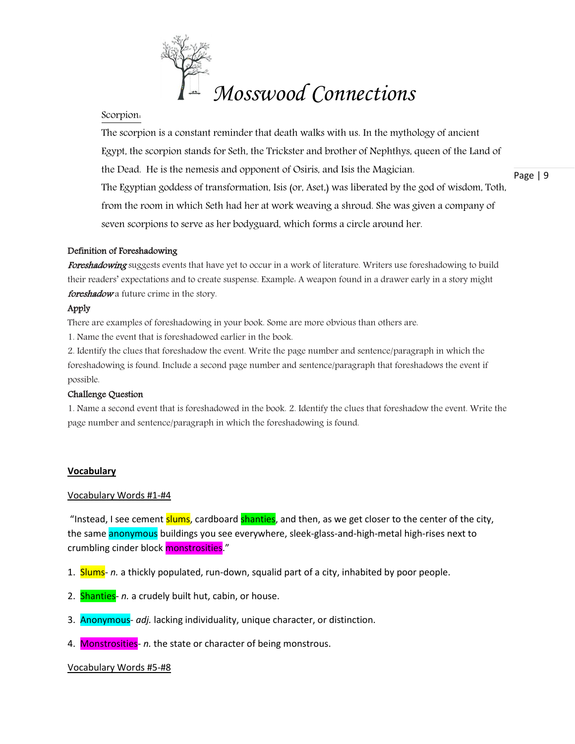Scorpion:

The scorpion is a constant reminder that death walks with us. In the mythology of ancient Egypt, the scorpion stands for Seth, the Trickster and brother of Nephthys, queen of the Land of the Dead. He is the nemesis and opponent of Osiris, and Isis the Magician.

The Egyptian goddess of transformation, Isis (or, Aset,) was liberated by the god of wisdom, Toth, from the room in which Seth had her at work weaving a shroud. She was given a company of seven scorpions to serve as her bodyguard, which forms a circle around her.

**Definition of Foreshadowing**

***Foreshadowing*** suggests events that have yet to occur in a work of literature. Writers use foreshadowing to build their readers' expectations and to create suspense. Example: A weapon found in a drawer early in a story might ***foreshadow*** a future crime in the story.

**Apply**

There are examples of foreshadowing in your book. Some are more obvious than others are.

1. Name the event that is foreshadowed earlier in the book.
2. Identify the clues that foreshadow the event. Write the page number and sentence/paragraph in which the foreshadowing is found. Include a second page number and sentence/paragraph that foreshadows the event if possible.

**Challenge Question**

1. Name a second event that is foreshadowed in the book. 2. Identify the clues that foreshadow the event. Write the page number and sentence/paragraph in which the foreshadowing is found.

## Vocabulary

Vocabulary Words #1-#4

"Instead, I see cement slums, cardboard shanties, and then, as we get closer to the center of the city, the same anonymous buildings you see everywhere, sleek-glass-and-high-metal high-rises next to crumbling cinder block monstrosities."

1. Slums- *n.* a thickly populated, run-down, squalid part of a city, inhabited by poor people.
2. Shanties- *n.* a crudely built hut, cabin, or house.
3. Anonymous- *adj.* lacking individuality, unique character, or distinction.
4. Monstrosities- *n.* the state or character of being monstrous.

Vocabulary Words #5-#8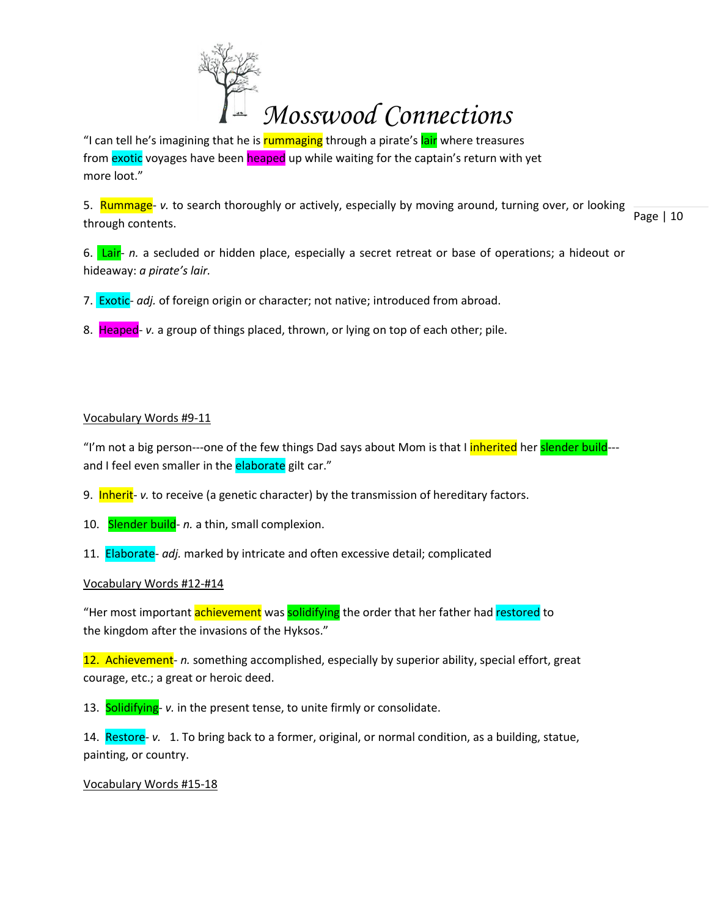"I can tell he's imagining that he is rummaging through a pirate's lair where treasures from exotic voyages have been heaped up while waiting for the captain's return with yet more loot."

5. Rummage- *v.* to search thoroughly or actively, especially by moving around, turning over, or looking through contents.

6. Lair- *n.* a secluded or hidden place, especially a secret retreat or base of operations; a hideout or hideaway: *a pirate's lair.*

7. Exotic- *adj.* of foreign origin or character; not native; introduced from abroad.

8. Heaped- *v.* a group of things placed, thrown, or lying on top of each other; pile.

Vocabulary Words #9-11

"I'm not a big person---one of the few things Dad says about Mom is that I inherited her slender build---and I feel even smaller in the elaborate gilt car."

9. Inherit- *v.* to receive (a genetic character) by the transmission of hereditary factors.

10. Slender build- *n.* a thin, small complexion.

11. Elaborate- *adj.* marked by intricate and often excessive detail; complicated

Vocabulary Words #12-#14

"Her most important achievement was solidifying the order that her father had restored to the kingdom after the invasions of the Hyksos."

12. Achievement- *n.* something accomplished, especially by superior ability, special effort, great courage, etc.; a great or heroic deed.

13. Solidifying- *v.* in the present tense, to unite firmly or consolidate.

14. Restore- *v.* 1. To bring back to a former, original, or normal condition, as a building, statue, painting, or country.

Vocabulary Words #15-18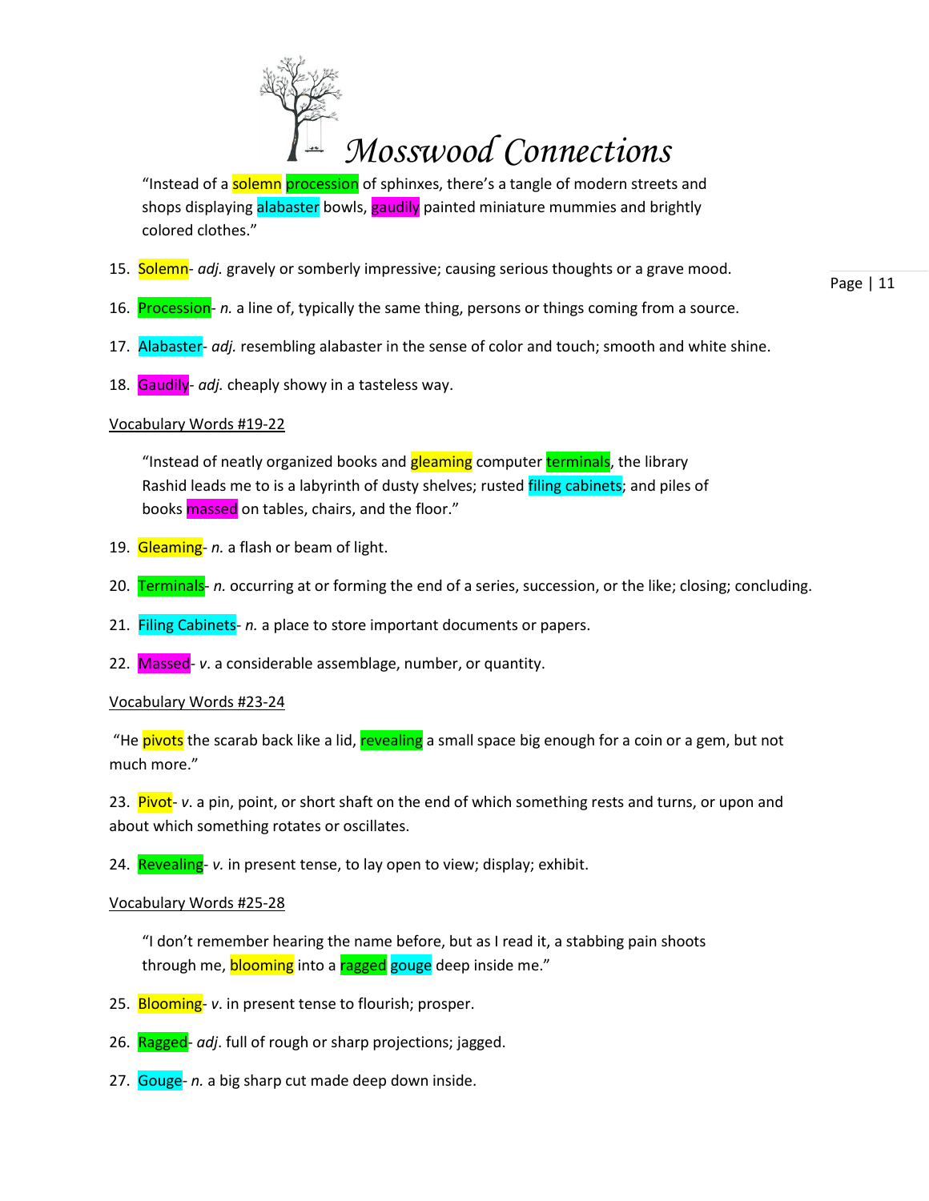"Instead of a solemn procession of sphinxes, there's a tangle of modern streets and shops displaying alabaster bowls, gaudily painted miniature mummies and brightly colored clothes."

15. Solemn- *adj.* gravely or somberly impressive; causing serious thoughts or a grave mood.

16. Procession- *n.* a line of, typically the same thing, persons or things coming from a source.

17. Alabaster- *adj.* resembling alabaster in the sense of color and touch; smooth and white shine.

18. Gaudily- *adj.* cheaply showy in a tasteless way.

Vocabulary Words #19-22

"Instead of neatly organized books and gleaming computer terminals, the library Rashid leads me to is a labyrinth of dusty shelves; rusted filing cabinets; and piles of books massed on tables, chairs, and the floor."

19. Gleaming- *n.* a flash or beam of light.

20. Terminals- *n.* occurring at or forming the end of a series, succession, or the like; closing; concluding.

21. Filing Cabinets- *n.* a place to store important documents or papers.

22. Massed- *v*. a considerable assemblage, number, or quantity.

Vocabulary Words #23-24

"He pivots the scarab back like a lid, revealing a small space big enough for a coin or a gem, but not much more."

23. Pivot- *v*. a pin, point, or short shaft on the end of which something rests and turns, or upon and about which something rotates or oscillates.

24. Revealing- *v.* in present tense, to lay open to view; display; exhibit.

Vocabulary Words #25-28

"I don't remember hearing the name before, but as I read it, a stabbing pain shoots through me, blooming into a ragged gouge deep inside me."

25. Blooming- *v*. in present tense to flourish; prosper.

26. Ragged- *adj*. full of rough or sharp projections; jagged.

27. Gouge- *n.* a big sharp cut made deep down inside.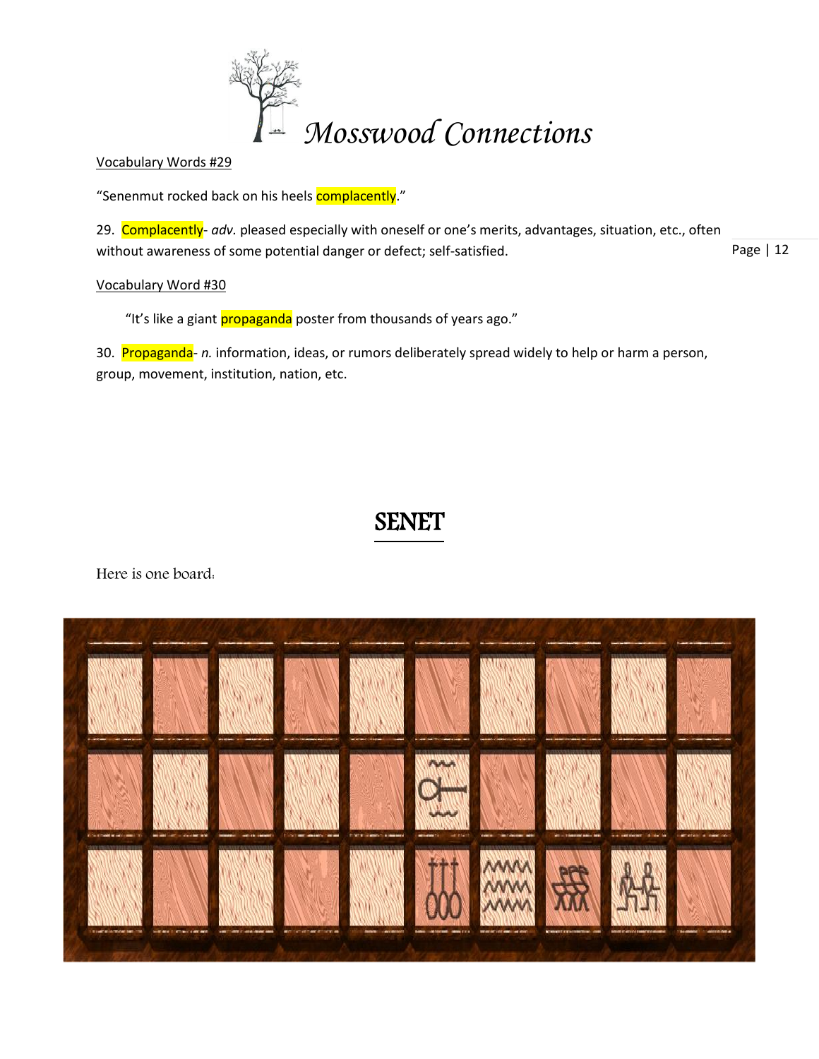Vocabulary Words #29

"Senenmut rocked back on his heels complacently."

29. Complacently- *adv.* pleased especially with oneself or one's merits, advantages, situation, etc., often without awareness of some potential danger or defect; self-satisfied.

Vocabulary Word #30

"It's like a giant propaganda poster from thousands of years ago."

30. Propaganda- *n.* information, ideas, or rumors deliberately spread widely to help or harm a person, group, movement, institution, nation, etc.

## SENET

Here is one board: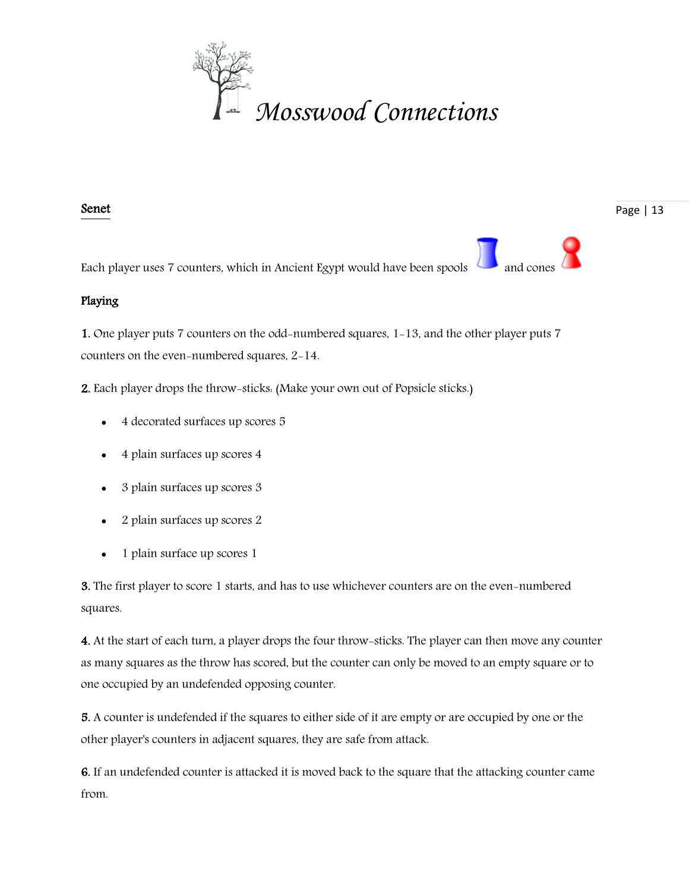# Mosswood Connections

## Senet

Each player uses 7 counters, which in Ancient Egypt would have been spools and cones

### Playing

**1.** One player puts 7 counters on the odd-numbered squares, 1-13, and the other player puts 7 counters on the even-numbered squares, 2-14.

**2.** Each player drops the throw-sticks: (Make your own out of Popsicle sticks.)

- 4 decorated surfaces up scores 5
- 4 plain surfaces up scores 4
- 3 plain surfaces up scores 3
- 2 plain surfaces up scores 2
- 1 plain surface up scores 1

**3.** The first player to score 1 starts, and has to use whichever counters are on the even-numbered squares.

**4.** At the start of each turn, a player drops the four throw-sticks. The player can then move any counter as many squares as the throw has scored, but the counter can only be moved to an empty square or to one occupied by an undefended opposing counter.

**5.** A counter is undefended if the squares to either side of it are empty or are occupied by one or the other player's counters in adjacent squares, they are safe from attack.

**6.** If an undefended counter is attacked it is moved back to the square that the attacking counter came from.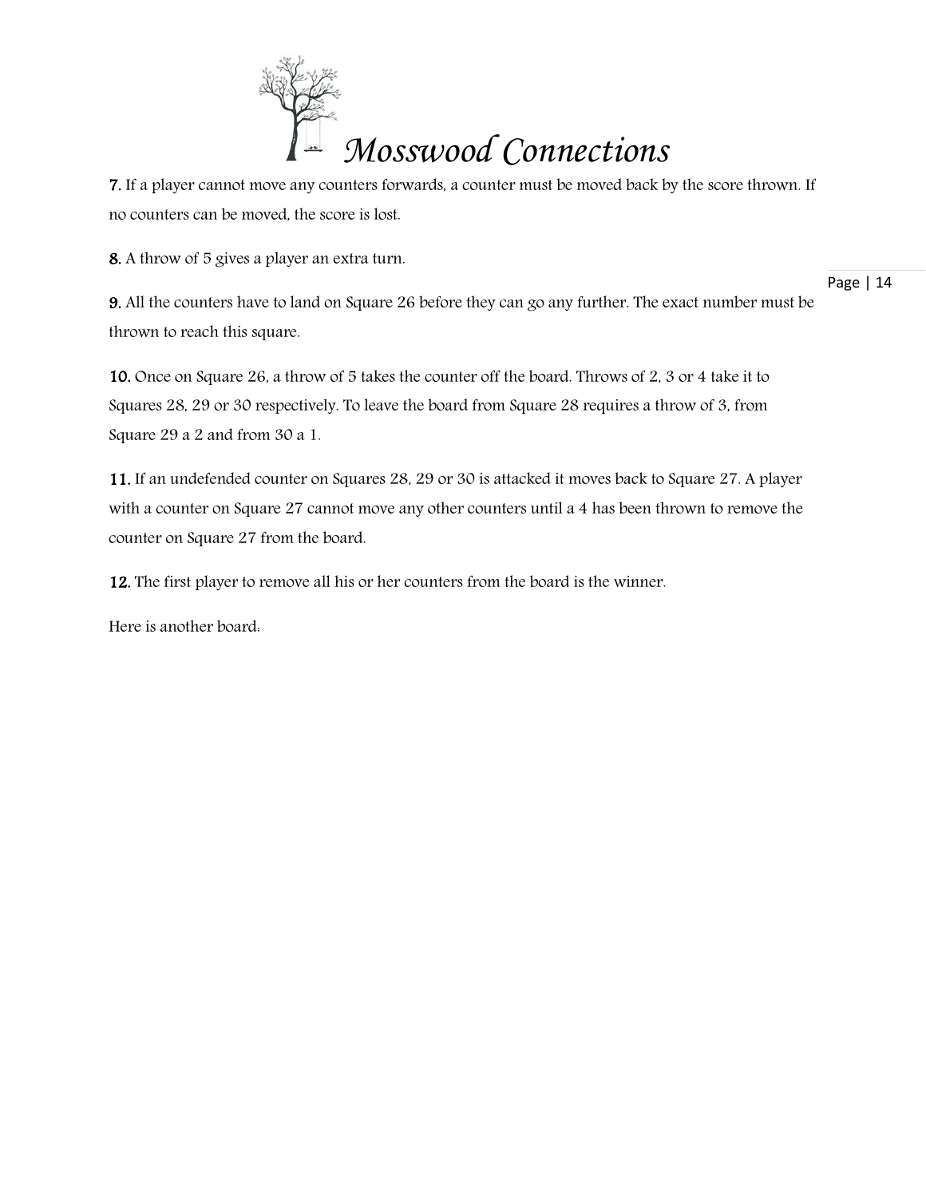**7.** If a player cannot move any counters forwards, a counter must be moved back by the score thrown. If no counters can be moved, the score is lost.

**8.** A throw of 5 gives a player an extra turn.

**9.** All the counters have to land on Square 26 before they can go any further. The exact number must be thrown to reach this square.

**10.** Once on Square 26, a throw of 5 takes the counter off the board. Throws of 2, 3 or 4 take it to Squares 28, 29 or 30 respectively. To leave the board from Square 28 requires a throw of 3, from Square 29 a 2 and from 30 a 1.

**11.** If an undefended counter on Squares 28, 29 or 30 is attacked it moves back to Square 27. A player with a counter on Square 27 cannot move any other counters until a 4 has been thrown to remove the counter on Square 27 from the board.

**12.** The first player to remove all his or her counters from the board is the winner.

Here is another board: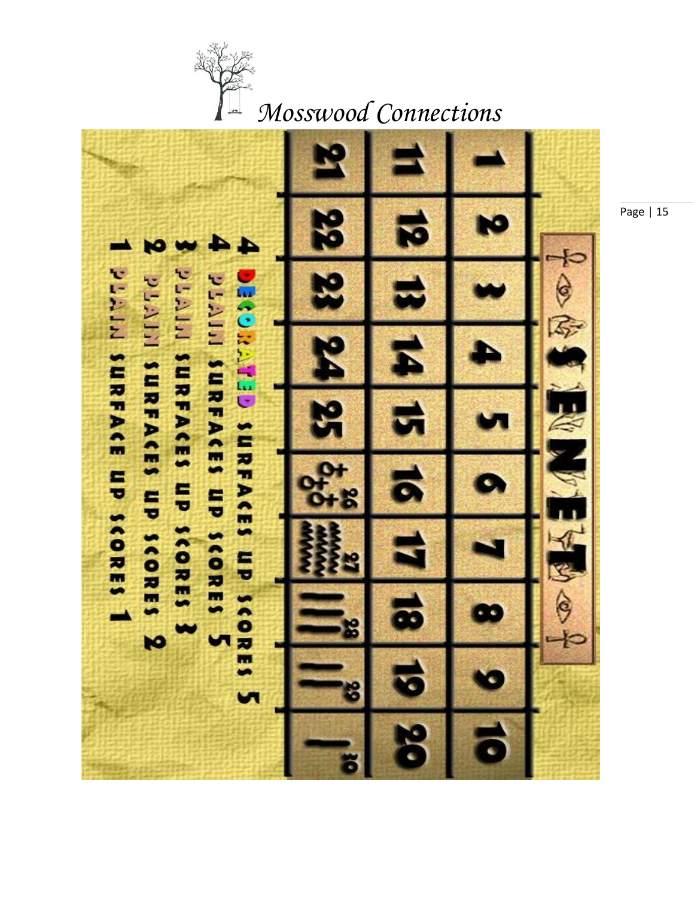Mosswood Connections

# SENET

| 1 | 2 | 3 | 4 | 5 | 6 | 7 | 8 | 9 | 10 |
|---|---|---|---|---|---|---|---|---|---|
| 11 | 12 | 13 | 14 | 15 | 16 | 17 | 18 | 19 | 20 |
| 21 | 22 | 23 | 24 | 25 | 26 | 27 | 28 | 29 | 30 |

4 DECORATED SURFACES UP SCORES 5
4 PLAIN SURFACES UP SCORES 5
3 PLAIN SURFACES UP SCORES 3
2 PLAIN SURFACES UP SCORES 2
1 PLAIN SURFACE UP SCORES 1